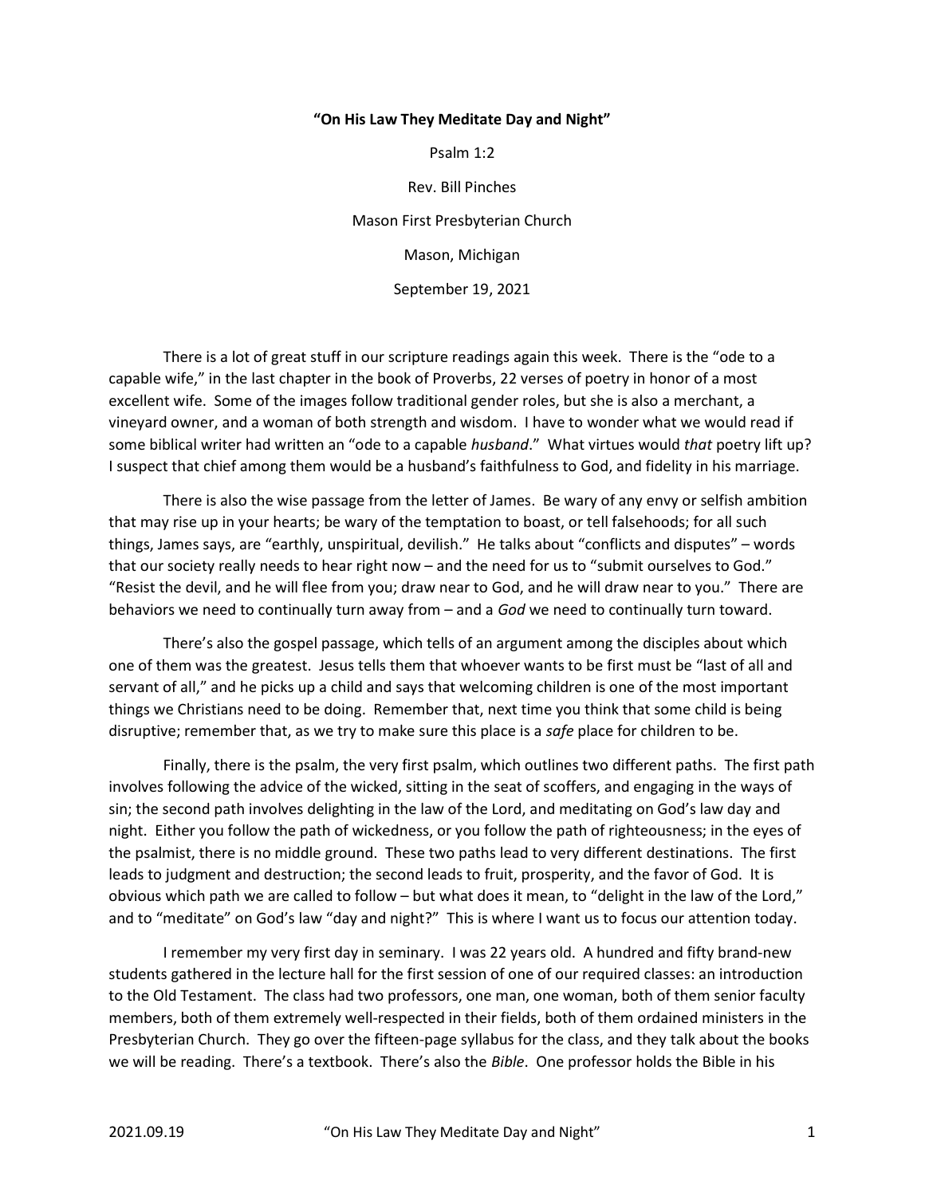**"On His Law They Meditate Day and Night"**

Psalm 1:2

Rev. Bill Pinches

Mason First Presbyterian Church

Mason, Michigan

September 19, 2021

There is a lot of great stuff in our scripture readings again this week. There is the "ode to a capable wife," in the last chapter in the book of Proverbs, 22 verses of poetry in honor of a most excellent wife. Some of the images follow traditional gender roles, but she is also a merchant, a vineyard owner, and a woman of both strength and wisdom. I have to wonder what we would read if some biblical writer had written an "ode to a capable *husband*." What virtues would *that* poetry lift up? I suspect that chief among them would be a husband's faithfulness to God, and fidelity in his marriage.

There is also the wise passage from the letter of James. Be wary of any envy or selfish ambition that may rise up in your hearts; be wary of the temptation to boast, or tell falsehoods; for all such things, James says, are "earthly, unspiritual, devilish." He talks about "conflicts and disputes" – words that our society really needs to hear right now – and the need for us to "submit ourselves to God." "Resist the devil, and he will flee from you; draw near to God, and he will draw near to you." There are behaviors we need to continually turn away from – and a *God* we need to continually turn toward.

There's also the gospel passage, which tells of an argument among the disciples about which one of them was the greatest. Jesus tells them that whoever wants to be first must be "last of all and servant of all," and he picks up a child and says that welcoming children is one of the most important things we Christians need to be doing. Remember that, next time you think that some child is being disruptive; remember that, as we try to make sure this place is a *safe* place for children to be.

Finally, there is the psalm, the very first psalm, which outlines two different paths. The first path involves following the advice of the wicked, sitting in the seat of scoffers, and engaging in the ways of sin; the second path involves delighting in the law of the Lord, and meditating on God's law day and night. Either you follow the path of wickedness, or you follow the path of righteousness; in the eyes of the psalmist, there is no middle ground. These two paths lead to very different destinations. The first leads to judgment and destruction; the second leads to fruit, prosperity, and the favor of God. It is obvious which path we are called to follow – but what does it mean, to "delight in the law of the Lord," and to "meditate" on God's law "day and night?" This is where I want us to focus our attention today.

I remember my very first day in seminary. I was 22 years old. A hundred and fifty brand-new students gathered in the lecture hall for the first session of one of our required classes: an introduction to the Old Testament. The class had two professors, one man, one woman, both of them senior faculty members, both of them extremely well-respected in their fields, both of them ordained ministers in the Presbyterian Church. They go over the fifteen-page syllabus for the class, and they talk about the books we will be reading. There's a textbook. There's also the *Bible*. One professor holds the Bible in his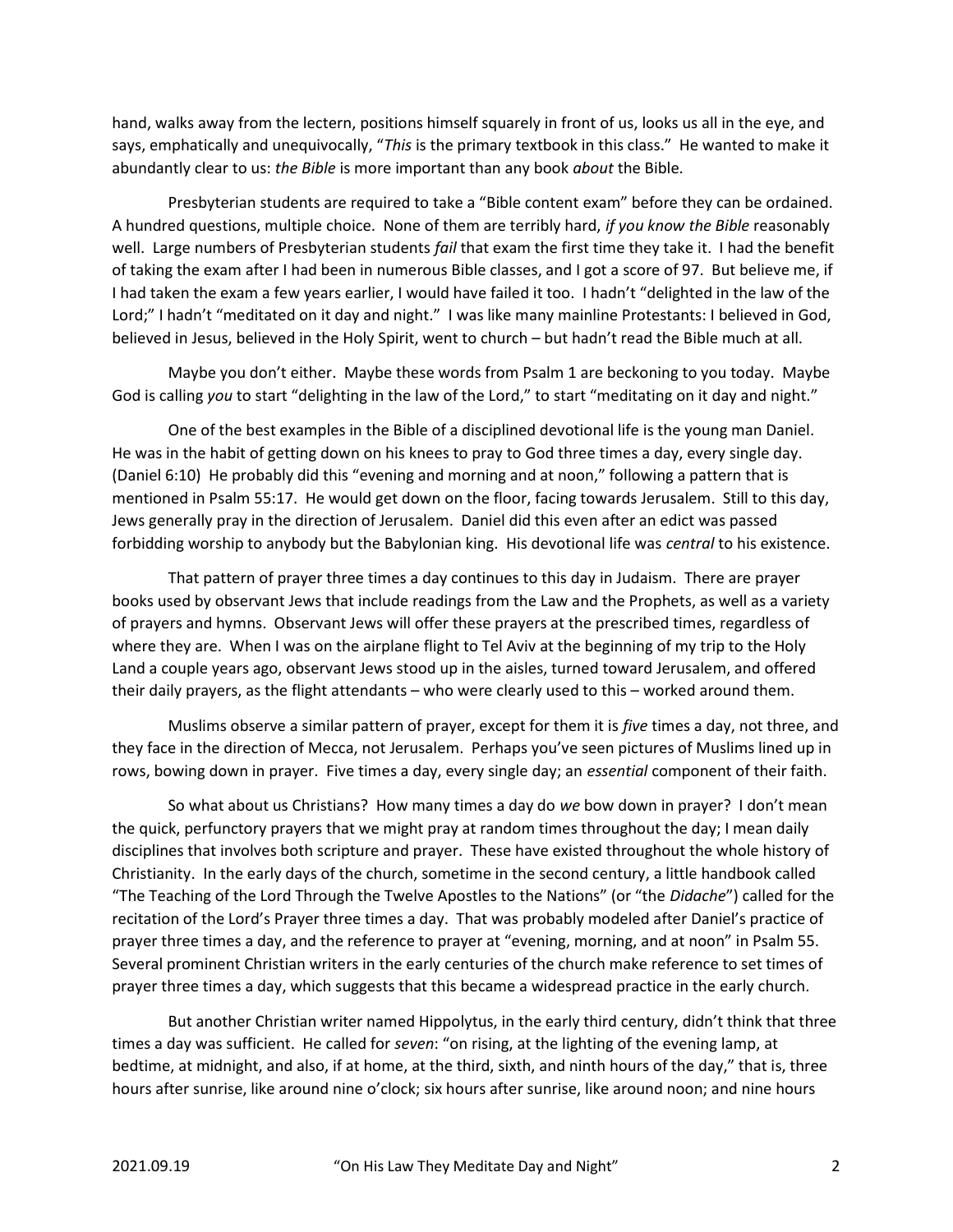hand, walks away from the lectern, positions himself squarely in front of us, looks us all in the eye, and says, emphatically and unequivocally, "*This* is the primary textbook in this class." He wanted to make it abundantly clear to us: *the Bible* is more important than any book *about* the Bible.

Presbyterian students are required to take a "Bible content exam" before they can be ordained. A hundred questions, multiple choice. None of them are terribly hard, *if you know the Bible* reasonably well. Large numbers of Presbyterian students *fail* that exam the first time they take it. I had the benefit of taking the exam after I had been in numerous Bible classes, and I got a score of 97. But believe me, if I had taken the exam a few years earlier, I would have failed it too. I hadn't "delighted in the law of the Lord;" I hadn't "meditated on it day and night." I was like many mainline Protestants: I believed in God, believed in Jesus, believed in the Holy Spirit, went to church – but hadn't read the Bible much at all.

Maybe you don't either. Maybe these words from Psalm 1 are beckoning to you today. Maybe God is calling *you* to start "delighting in the law of the Lord," to start "meditating on it day and night."

One of the best examples in the Bible of a disciplined devotional life is the young man Daniel. He was in the habit of getting down on his knees to pray to God three times a day, every single day. (Daniel 6:10) He probably did this "evening and morning and at noon," following a pattern that is mentioned in Psalm 55:17. He would get down on the floor, facing towards Jerusalem. Still to this day, Jews generally pray in the direction of Jerusalem. Daniel did this even after an edict was passed forbidding worship to anybody but the Babylonian king. His devotional life was *central* to his existence.

That pattern of prayer three times a day continues to this day in Judaism. There are prayer books used by observant Jews that include readings from the Law and the Prophets, as well as a variety of prayers and hymns. Observant Jews will offer these prayers at the prescribed times, regardless of where they are. When I was on the airplane flight to Tel Aviv at the beginning of my trip to the Holy Land a couple years ago, observant Jews stood up in the aisles, turned toward Jerusalem, and offered their daily prayers, as the flight attendants – who were clearly used to this – worked around them.

Muslims observe a similar pattern of prayer, except for them it is *five* times a day, not three, and they face in the direction of Mecca, not Jerusalem. Perhaps you've seen pictures of Muslims lined up in rows, bowing down in prayer. Five times a day, every single day; an *essential* component of their faith.

So what about us Christians? How many times a day do *we* bow down in prayer? I don't mean the quick, perfunctory prayers that we might pray at random times throughout the day; I mean daily disciplines that involves both scripture and prayer. These have existed throughout the whole history of Christianity. In the early days of the church, sometime in the second century, a little handbook called "The Teaching of the Lord Through the Twelve Apostles to the Nations" (or "the *Didache*") called for the recitation of the Lord's Prayer three times a day. That was probably modeled after Daniel's practice of prayer three times a day, and the reference to prayer at "evening, morning, and at noon" in Psalm 55. Several prominent Christian writers in the early centuries of the church make reference to set times of prayer three times a day, which suggests that this became a widespread practice in the early church.

But another Christian writer named Hippolytus, in the early third century, didn't think that three times a day was sufficient. He called for *seven*: "on rising, at the lighting of the evening lamp, at bedtime, at midnight, and also, if at home, at the third, sixth, and ninth hours of the day," that is, three hours after sunrise, like around nine o'clock; six hours after sunrise, like around noon; and nine hours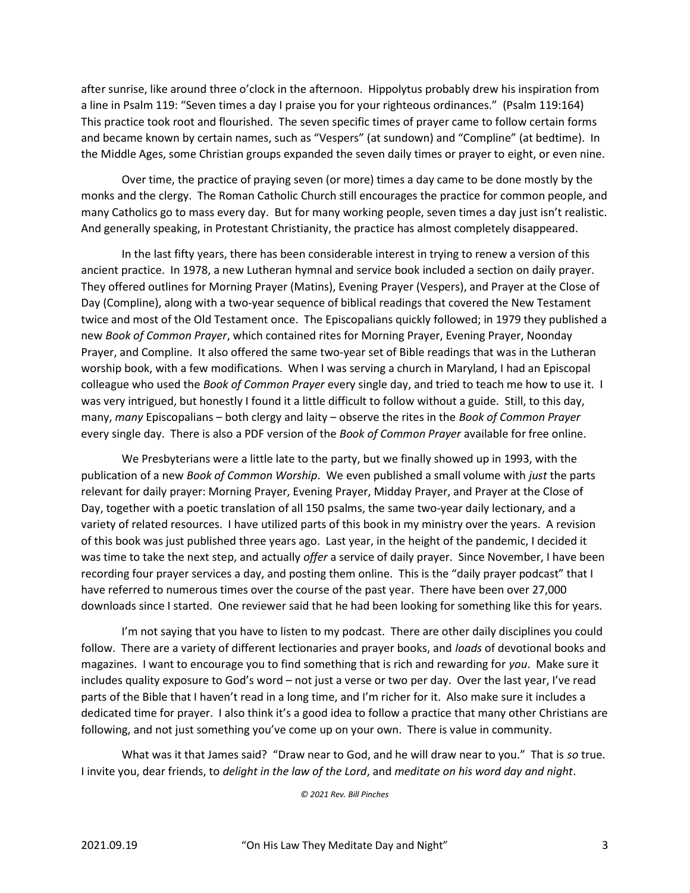after sunrise, like around three o'clock in the afternoon. Hippolytus probably drew his inspiration from a line in Psalm 119: "Seven times a day I praise you for your righteous ordinances." (Psalm 119:164) This practice took root and flourished. The seven specific times of prayer came to follow certain forms and became known by certain names, such as "Vespers" (at sundown) and "Compline" (at bedtime). In the Middle Ages, some Christian groups expanded the seven daily times or prayer to eight, or even nine.

Over time, the practice of praying seven (or more) times a day came to be done mostly by the monks and the clergy. The Roman Catholic Church still encourages the practice for common people, and many Catholics go to mass every day. But for many working people, seven times a day just isn't realistic. And generally speaking, in Protestant Christianity, the practice has almost completely disappeared.

In the last fifty years, there has been considerable interest in trying to renew a version of this ancient practice. In 1978, a new Lutheran hymnal and service book included a section on daily prayer. They offered outlines for Morning Prayer (Matins), Evening Prayer (Vespers), and Prayer at the Close of Day (Compline), along with a two-year sequence of biblical readings that covered the New Testament twice and most of the Old Testament once. The Episcopalians quickly followed; in 1979 they published a new *Book of Common Prayer*, which contained rites for Morning Prayer, Evening Prayer, Noonday Prayer, and Compline. It also offered the same two-year set of Bible readings that was in the Lutheran worship book, with a few modifications. When I was serving a church in Maryland, I had an Episcopal colleague who used the *Book of Common Prayer* every single day, and tried to teach me how to use it. I was very intrigued, but honestly I found it a little difficult to follow without a guide. Still, to this day, many, *many* Episcopalians – both clergy and laity – observe the rites in the *Book of Common Prayer* every single day. There is also a PDF version of the *Book of Common Prayer* available for free online.

We Presbyterians were a little late to the party, but we finally showed up in 1993, with the publication of a new *Book of Common Worship*. We even published a small volume with *just* the parts relevant for daily prayer: Morning Prayer, Evening Prayer, Midday Prayer, and Prayer at the Close of Day, together with a poetic translation of all 150 psalms, the same two-year daily lectionary, and a variety of related resources. I have utilized parts of this book in my ministry over the years. A revision of this book was just published three years ago. Last year, in the height of the pandemic, I decided it was time to take the next step, and actually *offer* a service of daily prayer. Since November, I have been recording four prayer services a day, and posting them online. This is the "daily prayer podcast" that I have referred to numerous times over the course of the past year. There have been over 27,000 downloads since I started. One reviewer said that he had been looking for something like this for years.

I'm not saying that you have to listen to my podcast. There are other daily disciplines you could follow. There are a variety of different lectionaries and prayer books, and *loads* of devotional books and magazines. I want to encourage you to find something that is rich and rewarding for *you*. Make sure it includes quality exposure to God's word – not just a verse or two per day. Over the last year, I've read parts of the Bible that I haven't read in a long time, and I'm richer for it. Also make sure it includes a dedicated time for prayer. I also think it's a good idea to follow a practice that many other Christians are following, and not just something you've come up on your own. There is value in community.

What was it that James said? "Draw near to God, and he will draw near to you." That is *so* true. I invite you, dear friends, to *delight in the law of the Lord*, and *meditate on his word day and night*.

*© 2021 Rev. Bill Pinches*